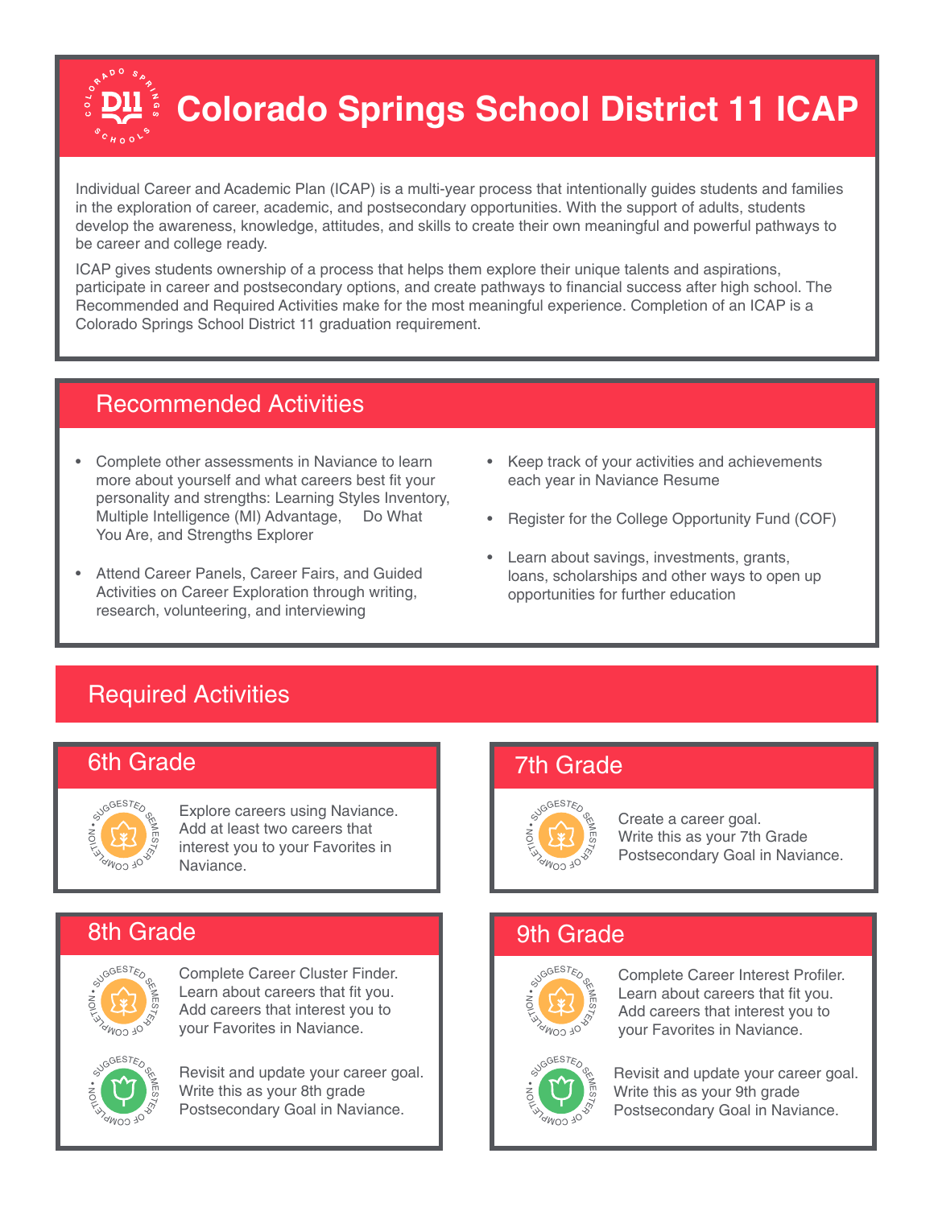# Colorado Springs School District 11 ICAP

Individual Career and Academic Plan (ICAP) is a multi-year process that intentionally guides students and families in the exploration of career, academic, and postsecondary opportunities. With the support of adults, students develop the awareness, knowledge, attitudes, and skills to create their own meaningful and powerful pathways to be career and college ready.

ICAP gives students ownership of a process that helps them explore their unique talents and aspirations, participate in career and postsecondary options, and create pathways to financial success after high school. The Recommended and Required Activities make for the most meaningful experience. Completion of an ICAP is a Colorado Springs School District 11 graduation requirement.

## Recommended Activities

- Complete other assessments in Naviance to learn more about yourself and what careers best fit your personality and strengths: Learning Styles Inventory, Multiple Intelligence (MI) Advantage, Do What You Are, and Strengths Explorer
- Attend Career Panels, Career Fairs, and Guided Activities on Career Exploration through writing, research, volunteering, and interviewing
- Keep track of your activities and achievements each year in Naviance Resume
- Register for the College Opportunity Fund (COF)
- Learn about savings, investments, grants, loans, scholarships and other ways to open up opportunities for further education

## Required Activities

### 6th Grade

Suggested Semester of Completion

Explore careers using Naviance. Add at least two careers that interest you to your Favorites in Naviance.

### 7th Grade

Suggested Semester of Completion

Create a career goal. Write this as your 7th Grade Postsecondary Goal in Naviance.

### 8th Grade

Suggested Semester of Completion

Complete Career Cluster Finder. Learn about careers that fit you. Add careers that interest you to your Favorites in Naviance.

Suggested Semester of Completion

Revisit and update your career goal. Write this as your 8th grade Postsecondary Goal in Naviance.

### 9th Grade

Suggested Semester of Completion

Complete Career Interest Profiler. Learn about careers that fit you. Add careers that interest you to your Favorites in Naviance.

Suggested Semester of Completion

Revisit and update your career goal. Write this as your 9th grade Postsecondary Goal in Naviance.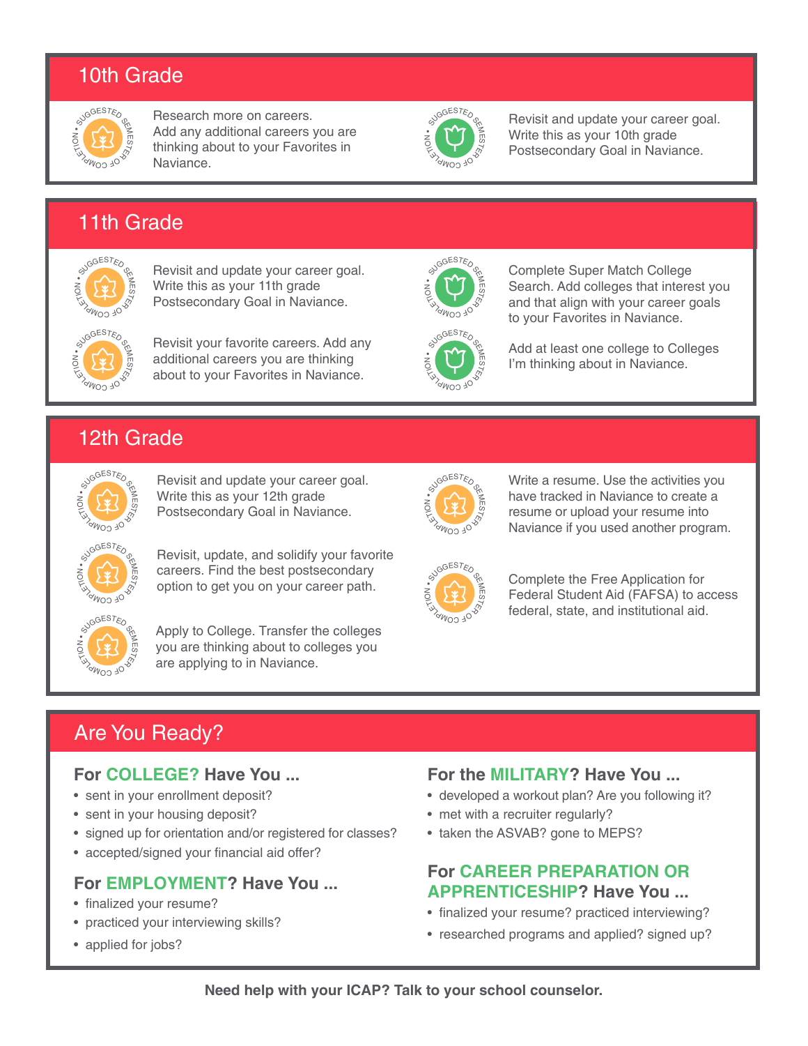## 10th Grade

- Research more on careers. Add any additional careers you are thinking about to your Favorites in Naviance.
- Revisit and update your career goal. Write this as your 10th grade Postsecondary Goal in Naviance.

## 11th Grade

- Revisit and update your career goal. Write this as your 11th grade Postsecondary Goal in Naviance.
- Revisit your favorite careers. Add any additional careers you are thinking about to your Favorites in Naviance.
- Complete Super Match College Search. Add colleges that interest you and that align with your career goals to your Favorites in Naviance.
- Add at least one college to Colleges I'm thinking about in Naviance.

## 12th Grade

- Revisit and update your career goal. Write this as your 12th grade Postsecondary Goal in Naviance.
- Revisit, update, and solidify your favorite careers. Find the best postsecondary option to get you on your career path.
- Apply to College. Transfer the colleges you are thinking about to colleges you are applying to in Naviance.
- Write a resume. Use the activities you have tracked in Naviance to create a resume or upload your resume into Naviance if you used another program.
- Complete the Free Application for Federal Student Aid (FAFSA) to access federal, state, and institutional aid.

## Are You Ready?

### For COLLEGE? Have You ...

- sent in your enrollment deposit?
- sent in your housing deposit?
- signed up for orientation and/or registered for classes?
- accepted/signed your financial aid offer?

### For EMPLOYMENT? Have You ...

- finalized your resume?
- practiced your interviewing skills?
- applied for jobs?

### For the MILITARY? Have You ...

- developed a workout plan? Are you following it?
- met with a recruiter regularly?
- taken the ASVAB? gone to MEPS?

### For CAREER PREPARATION OR APPRENTICESHIP? Have You ...

- finalized your resume? practiced interviewing?
- researched programs and applied? signed up?

**Need help with your ICAP? Talk to your school counselor.**